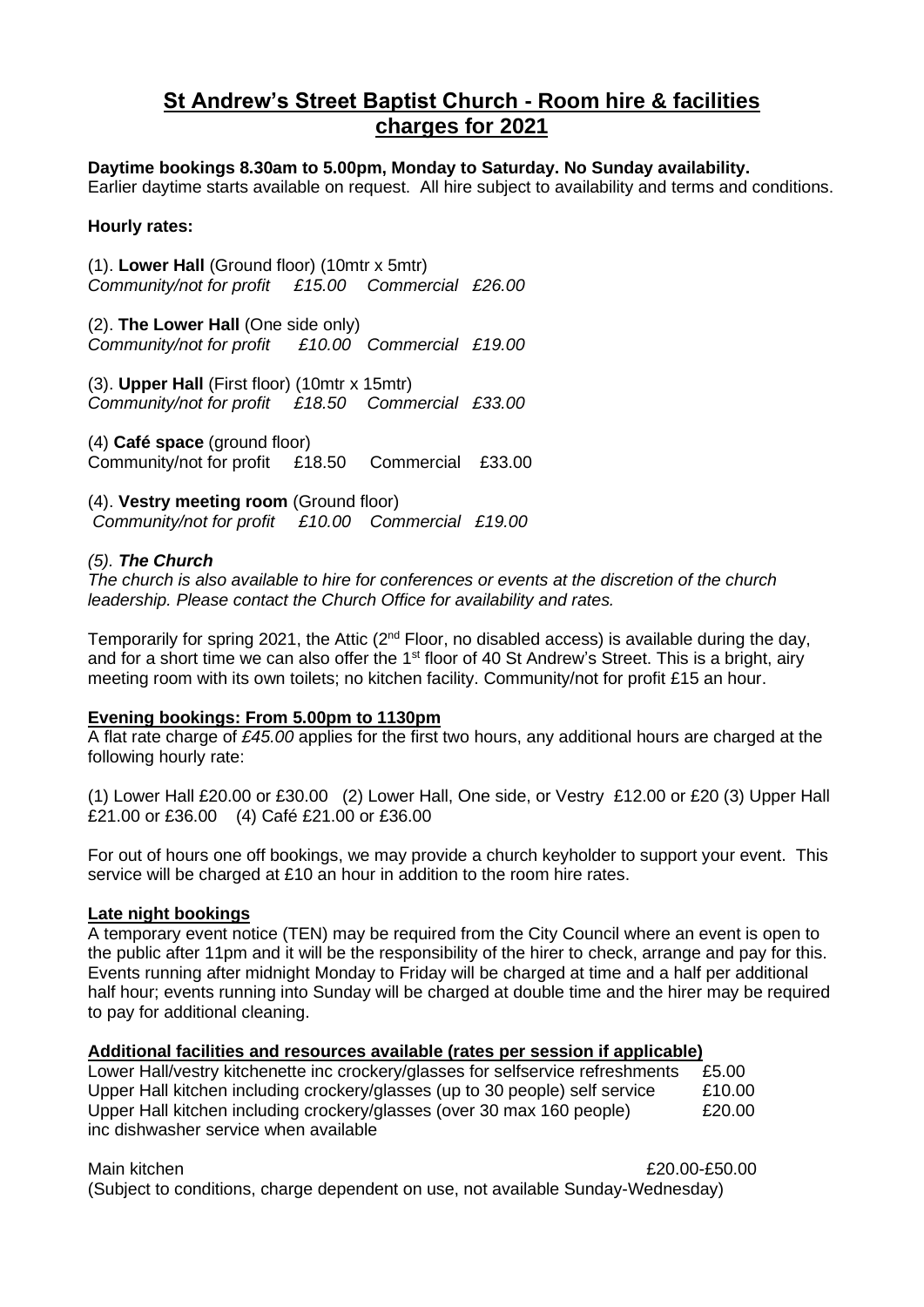# St Andrew's Street Baptist Church - Room hire & facilities charges for 2021

**Daytime bookings 8.30am to 5.00pm, Monday to Saturday. No Sunday availability.**
Earlier daytime starts available on request. All hire subject to availability and terms and conditions.

**Hourly rates:**

(1). **Lower Hall** (Ground floor) (10mtr x 5mtr)
*Community/not for profit £15.00 Commercial £26.00*

(2). **The Lower Hall** (One side only)
*Community/not for profit £10.00 Commercial £19.00*

(3). **Upper Hall** (First floor) (10mtr x 15mtr)
*Community/not for profit £18.50 Commercial £33.00*

(4) **Café space** (ground floor)
Community/not for profit £18.50 Commercial £33.00

(4). **Vestry meeting room** (Ground floor)
*Community/not for profit £10.00 Commercial £19.00*

*(5). **The Church***
*The church is also available to hire for conferences or events at the discretion of the church leadership. Please contact the Church Office for availability and rates.*

Temporarily for spring 2021, the Attic (2nd Floor, no disabled access) is available during the day, and for a short time we can also offer the 1st floor of 40 St Andrew's Street. This is a bright, airy meeting room with its own toilets; no kitchen facility. Community/not for profit £15 an hour.

**Evening bookings: From 5.00pm to 1130pm**

A flat rate charge of *£45.00* applies for the first two hours, any additional hours are charged at the following hourly rate:

(1) Lower Hall £20.00 or £30.00 (2) Lower Hall, One side, or Vestry £12.00 or £20 (3) Upper Hall £21.00 or £36.00 (4) Café £21.00 or £36.00

For out of hours one off bookings, we may provide a church keyholder to support your event. This service will be charged at £10 an hour in addition to the room hire rates.

**Late night bookings**

A temporary event notice (TEN) may be required from the City Council where an event is open to the public after 11pm and it will be the responsibility of the hirer to check, arrange and pay for this. Events running after midnight Monday to Friday will be charged at time and a half per additional half hour; events running into Sunday will be charged at double time and the hirer may be required to pay for additional cleaning.

**Additional facilities and resources available (rates per session if applicable)**

| | |
|---|---|
| Lower Hall/vestry kitchenette inc crockery/glasses for selfservice refreshments | £5.00 |
| Upper Hall kitchen including crockery/glasses (up to 30 people) self service | £10.00 |
| Upper Hall kitchen including crockery/glasses (over 30 max 160 people) inc dishwasher service when available | £20.00 |
| Main kitchen (Subject to conditions, charge dependent on use, not available Sunday-Wednesday) | £20.00-£50.00 |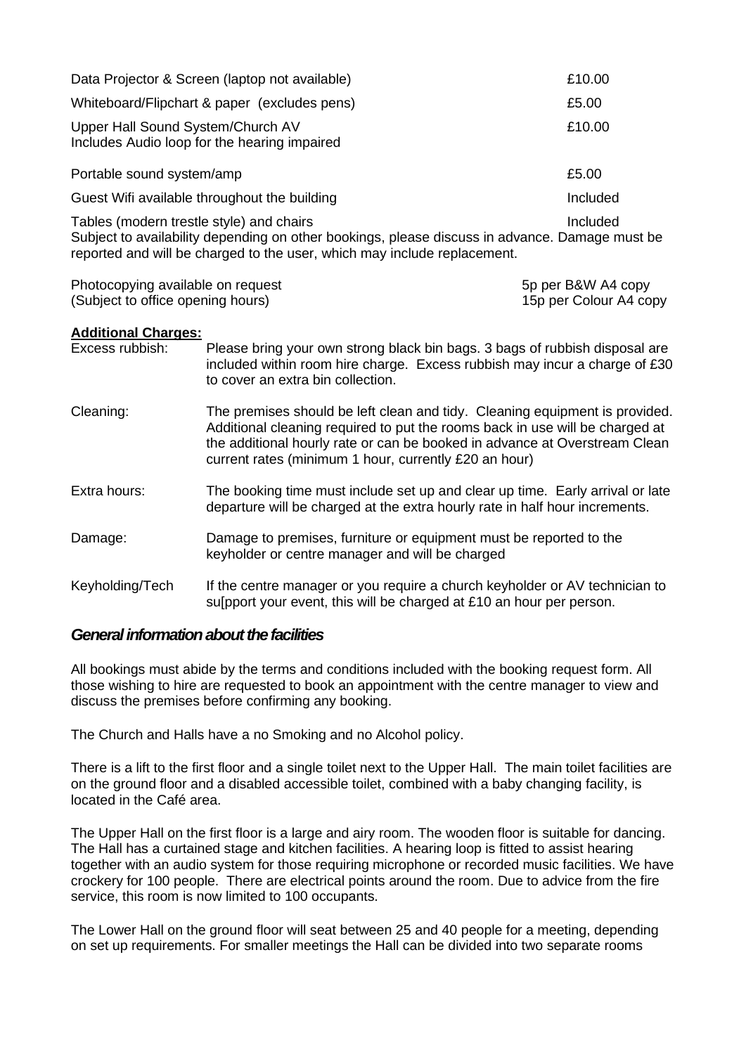| | |
|---|---|
| Data Projector & Screen (laptop not available) | £10.00 |
| Whiteboard/Flipchart & paper (excludes pens) | £5.00 |
| Upper Hall Sound System/Church AV<br>Includes Audio loop for the hearing impaired | £10.00 |
| Portable sound system/amp | £5.00 |
| Guest Wifi available throughout the building | Included |
| Tables (modern trestle style) and chairs | Included |

Subject to availability depending on other bookings, please discuss in advance. Damage must be reported and will be charged to the user, which may include replacement.

| | |
|---|---|
| Photocopying available on request<br>(Subject to office opening hours) | 5p per B&W A4 copy<br>15p per Colour A4 copy |

**Additional Charges:**

| | |
|---|---|
| Excess rubbish: | Please bring your own strong black bin bags. 3 bags of rubbish disposal are included within room hire charge. Excess rubbish may incur a charge of £30 to cover an extra bin collection. |
| Cleaning: | The premises should be left clean and tidy. Cleaning equipment is provided. Additional cleaning required to put the rooms back in use will be charged at the additional hourly rate or can be booked in advance at Overstream Clean current rates (minimum 1 hour, currently £20 an hour) |
| Extra hours: | The booking time must include set up and clear up time. Early arrival or late departure will be charged at the extra hourly rate in half hour increments. |
| Damage: | Damage to premises, furniture or equipment must be reported to the keyholder or centre manager and will be charged |
| Keyholding/Tech | If the centre manager or you require a church keyholder or AV technician to su[pport your event, this will be charged at £10 an hour per person. |

## *General information about the facilities*

All bookings must abide by the terms and conditions included with the booking request form. All those wishing to hire are requested to book an appointment with the centre manager to view and discuss the premises before confirming any booking.

The Church and Halls have a no Smoking and no Alcohol policy.

There is a lift to the first floor and a single toilet next to the Upper Hall. The main toilet facilities are on the ground floor and a disabled accessible toilet, combined with a baby changing facility, is located in the Café area.

The Upper Hall on the first floor is a large and airy room. The wooden floor is suitable for dancing. The Hall has a curtained stage and kitchen facilities. A hearing loop is fitted to assist hearing together with an audio system for those requiring microphone or recorded music facilities. We have crockery for 100 people. There are electrical points around the room. Due to advice from the fire service, this room is now limited to 100 occupants.

The Lower Hall on the ground floor will seat between 25 and 40 people for a meeting, depending on set up requirements. For smaller meetings the Hall can be divided into two separate rooms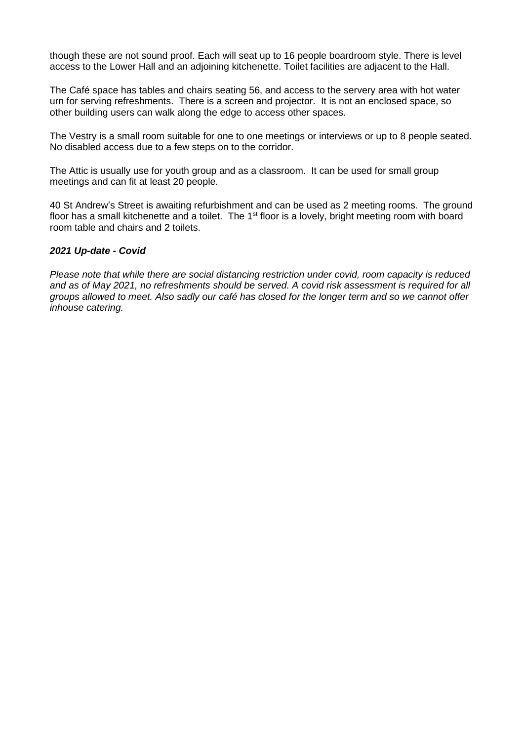though these are not sound proof. Each will seat up to 16 people boardroom style. There is level access to the Lower Hall and an adjoining kitchenette. Toilet facilities are adjacent to the Hall.

The Café space has tables and chairs seating 56, and access to the servery area with hot water urn for serving refreshments. There is a screen and projector. It is not an enclosed space, so other building users can walk along the edge to access other spaces.

The Vestry is a small room suitable for one to one meetings or interviews or up to 8 people seated. No disabled access due to a few steps on to the corridor.

The Attic is usually use for youth group and as a classroom. It can be used for small group meetings and can fit at least 20 people.

40 St Andrew's Street is awaiting refurbishment and can be used as 2 meeting rooms. The ground floor has a small kitchenette and a toilet. The 1st floor is a lovely, bright meeting room with board room table and chairs and 2 toilets.

***2021 Up-date - Covid***

*Please note that while there are social distancing restriction under covid, room capacity is reduced and as of May 2021, no refreshments should be served. A covid risk assessment is required for all groups allowed to meet. Also sadly our café has closed for the longer term and so we cannot offer inhouse catering.*